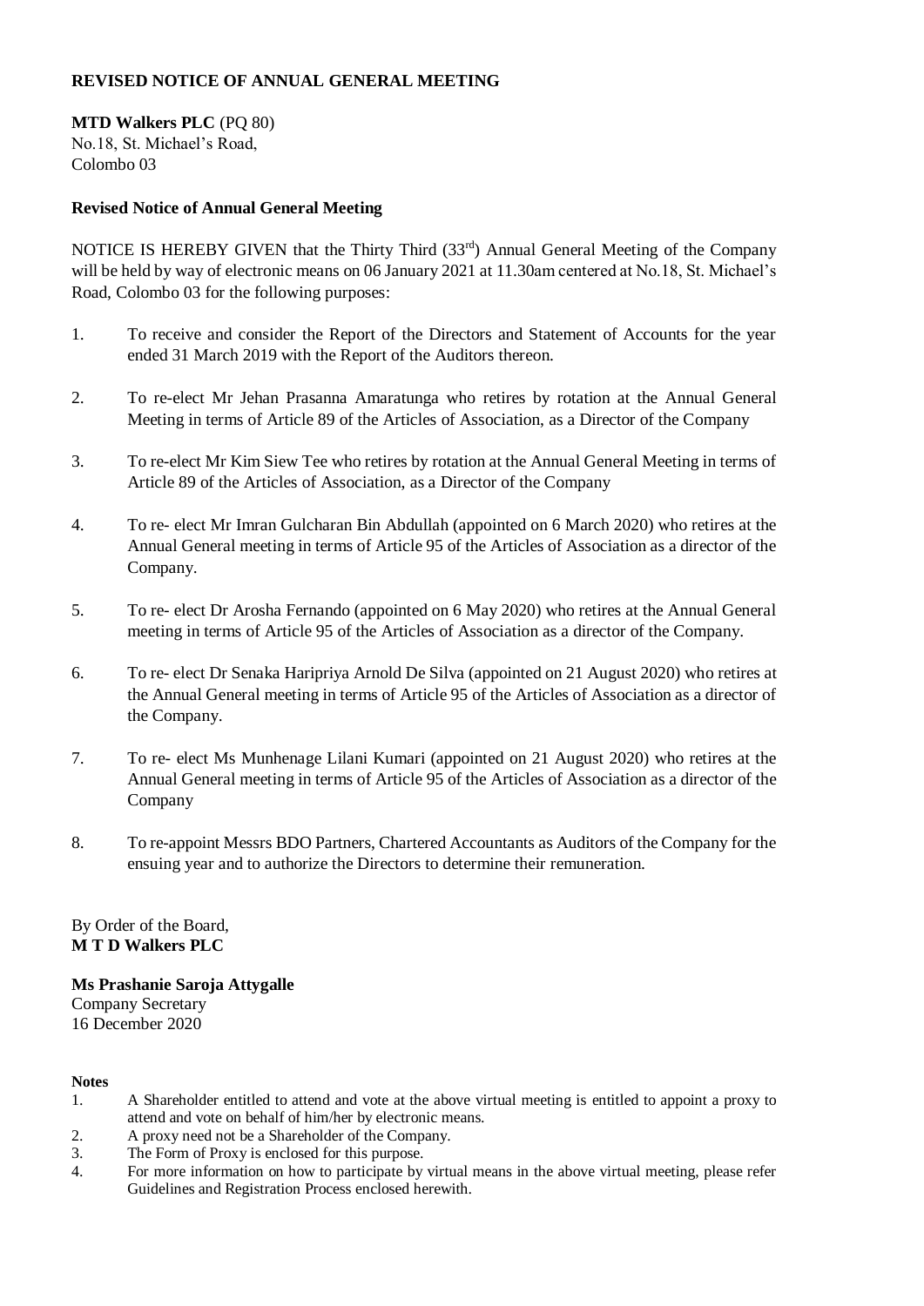**REVISED NOTICE OF ANNUAL GENERAL MEETING**

**MTD Walkers PLC** (PQ 80)
No.18, St. Michael's Road,
Colombo 03

**Revised Notice of Annual General Meeting**

NOTICE IS HEREBY GIVEN that the Thirty Third (33rd) Annual General Meeting of the Company will be held by way of electronic means on 06 January 2021 at 11.30am centered at No.18, St. Michael's Road, Colombo 03 for the following purposes:

1. To receive and consider the Report of the Directors and Statement of Accounts for the year ended 31 March 2019 with the Report of the Auditors thereon.

2. To re-elect Mr Jehan Prasanna Amaratunga who retires by rotation at the Annual General Meeting in terms of Article 89 of the Articles of Association, as a Director of the Company

3. To re-elect Mr Kim Siew Tee who retires by rotation at the Annual General Meeting in terms of Article 89 of the Articles of Association, as a Director of the Company

4. To re- elect Mr Imran Gulcharan Bin Abdullah (appointed on 6 March 2020) who retires at the Annual General meeting in terms of Article 95 of the Articles of Association as a director of the Company.

5. To re- elect Dr Arosha Fernando (appointed on 6 May 2020) who retires at the Annual General meeting in terms of Article 95 of the Articles of Association as a director of the Company.

6. To re- elect Dr Senaka Haripriya Arnold De Silva (appointed on 21 August 2020) who retires at the Annual General meeting in terms of Article 95 of the Articles of Association as a director of the Company.

7. To re- elect Ms Munhenage Lilani Kumari (appointed on 21 August 2020) who retires at the Annual General meeting in terms of Article 95 of the Articles of Association as a director of the Company

8. To re-appoint Messrs BDO Partners, Chartered Accountants as Auditors of the Company for the ensuing year and to authorize the Directors to determine their remuneration.

By Order of the Board,
**M T D Walkers PLC**

**Ms Prashanie Saroja Attygalle**
Company Secretary
16 December 2020

**Notes**

1. A Shareholder entitled to attend and vote at the above virtual meeting is entitled to appoint a proxy to attend and vote on behalf of him/her by electronic means.
2. A proxy need not be a Shareholder of the Company.
3. The Form of Proxy is enclosed for this purpose.
4. For more information on how to participate by virtual means in the above virtual meeting, please refer Guidelines and Registration Process enclosed herewith.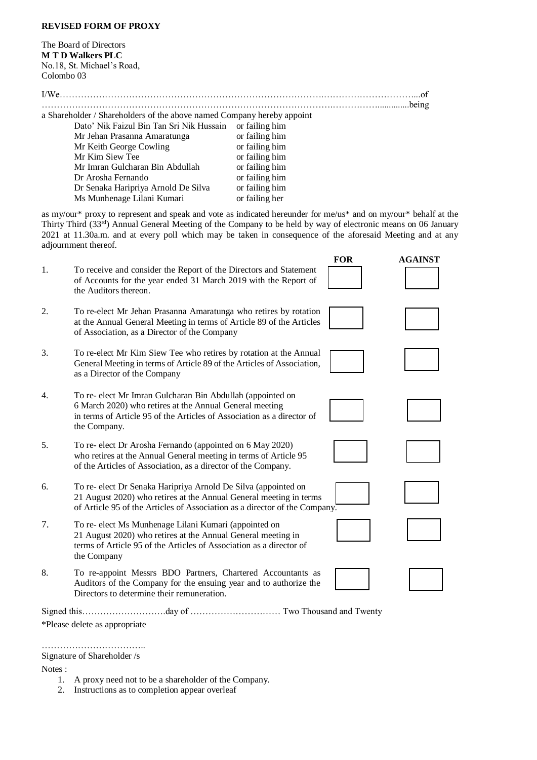**REVISED FORM OF PROXY**

The Board of Directors
**M T D Walkers PLC**
No.18, St. Michael's Road,
Colombo 03

I/We…………………………………………………………………………………………………………………...of
…………………………………………………………………………………………………………….............being
a Shareholder / Shareholders of the above named Company hereby appoint

| | |
|---|---|
| Dato' Nik Faizul Bin Tan Sri Nik Hussain | or failing him |
| Mr Jehan Prasanna Amaratunga | or failing him |
| Mr Keith George Cowling | or failing him |
| Mr Kim Siew Tee | or failing him |
| Mr Imran Gulcharan Bin Abdullah | or failing him |
| Dr Arosha Fernando | or failing him |
| Dr Senaka Haripriya Arnold De Silva | or failing him |
| Ms Munhenage Lilani Kumari | or failing her |

as my/our* proxy to represent and speak and vote as indicated hereunder for me/us* and on my/our* behalf at the Thirty Third (33rd) Annual General Meeting of the Company to be held by way of electronic means on 06 January 2021 at 11.30a.m. and at every poll which may be taken in consequence of the aforesaid Meeting and at any adjournment thereof.

| | | FOR | AGAINST |
|---|---|---|---|
| 1. | To receive and consider the Report of the Directors and Statement of Accounts for the year ended 31 March 2019 with the Report of the Auditors thereon. | | |
| 2. | To re-elect Mr Jehan Prasanna Amaratunga who retires by rotation at the Annual General Meeting in terms of Article 89 of the Articles of Association, as a Director of the Company | | |
| 3. | To re-elect Mr Kim Siew Tee who retires by rotation at the Annual General Meeting in terms of Article 89 of the Articles of Association, as a Director of the Company | | |
| 4. | To re- elect Mr Imran Gulcharan Bin Abdullah (appointed on 6 March 2020) who retires at the Annual General meeting in terms of Article 95 of the Articles of Association as a director of the Company. | | |
| 5. | To re- elect Dr Arosha Fernando (appointed on 6 May 2020) who retires at the Annual General meeting in terms of Article 95 of the Articles of Association, as a director of the Company. | | |
| 6. | To re- elect Dr Senaka Haripriya Arnold De Silva (appointed on 21 August 2020) who retires at the Annual General meeting in terms of Article 95 of the Articles of Association as a director of the Company. | | |
| 7. | To re- elect Ms Munhenage Lilani Kumari (appointed on 21 August 2020) who retires at the Annual General meeting in terms of Article 95 of the Articles of Association as a director of the Company | | |
| 8. | To re-appoint Messrs BDO Partners, Chartered Accountants as Auditors of the Company for the ensuing year and to authorize the Directors to determine their remuneration. | | |

Signed this………………………day of ………………………… Two Thousand and Twenty

*Please delete as appropriate

……………………………..
Signature of Shareholder /s

Notes :

1. A proxy need not to be a shareholder of the Company.
2. Instructions as to completion appear overleaf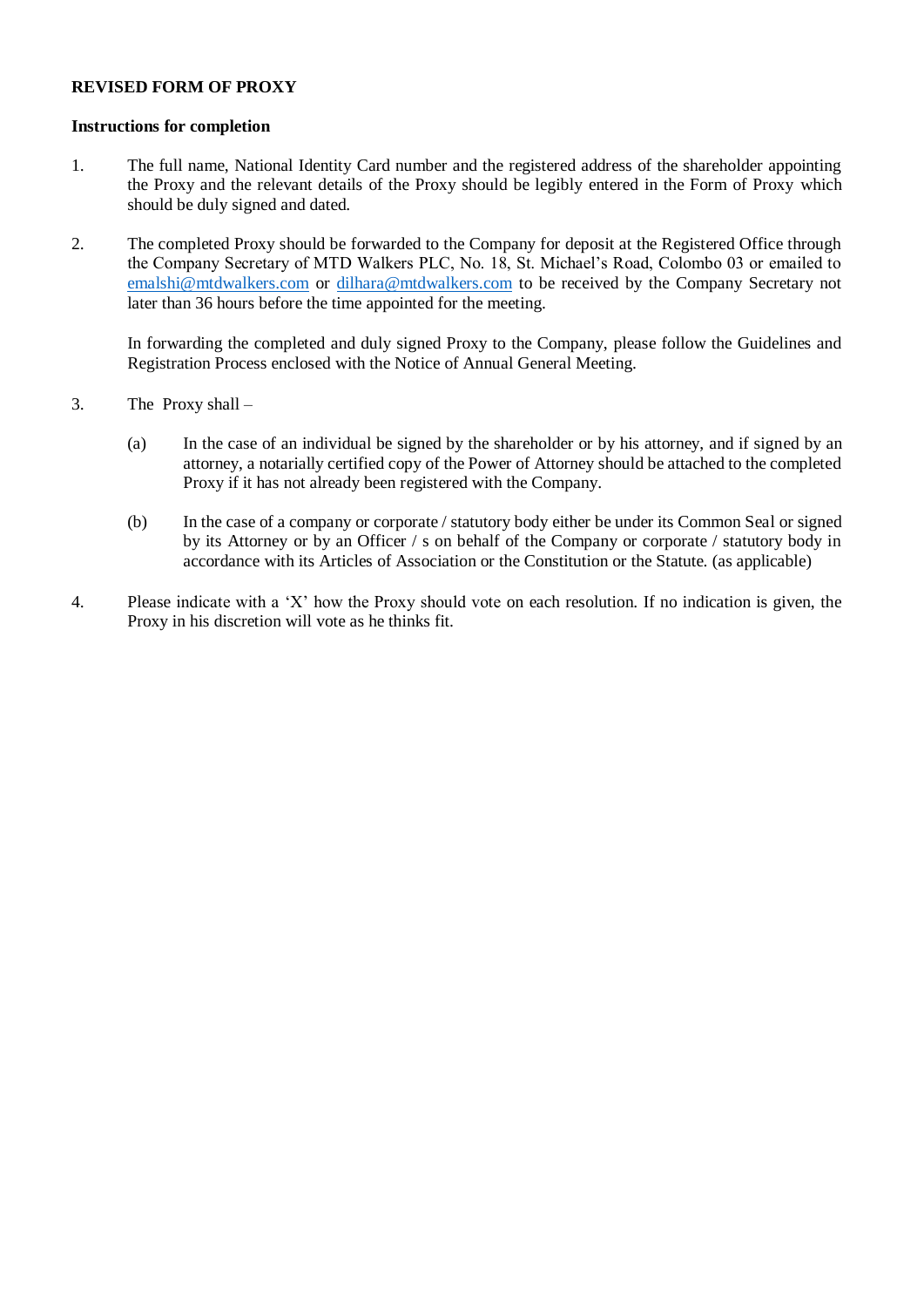**REVISED FORM OF PROXY**

**Instructions for completion**

1. The full name, National Identity Card number and the registered address of the shareholder appointing the Proxy and the relevant details of the Proxy should be legibly entered in the Form of Proxy which should be duly signed and dated.

2. The completed Proxy should be forwarded to the Company for deposit at the Registered Office through the Company Secretary of MTD Walkers PLC, No. 18, St. Michael's Road, Colombo 03 or emailed to emalshi@mtdwalkers.com or dilhara@mtdwalkers.com to be received by the Company Secretary not later than 36 hours before the time appointed for the meeting.

   In forwarding the completed and duly signed Proxy to the Company, please follow the Guidelines and Registration Process enclosed with the Notice of Annual General Meeting.

3. The Proxy shall –

   (a) In the case of an individual be signed by the shareholder or by his attorney, and if signed by an attorney, a notarially certified copy of the Power of Attorney should be attached to the completed Proxy if it has not already been registered with the Company.

   (b) In the case of a company or corporate / statutory body either be under its Common Seal or signed by its Attorney or by an Officer / s on behalf of the Company or corporate / statutory body in accordance with its Articles of Association or the Constitution or the Statute. (as applicable)

4. Please indicate with a 'X' how the Proxy should vote on each resolution. If no indication is given, the Proxy in his discretion will vote as he thinks fit.